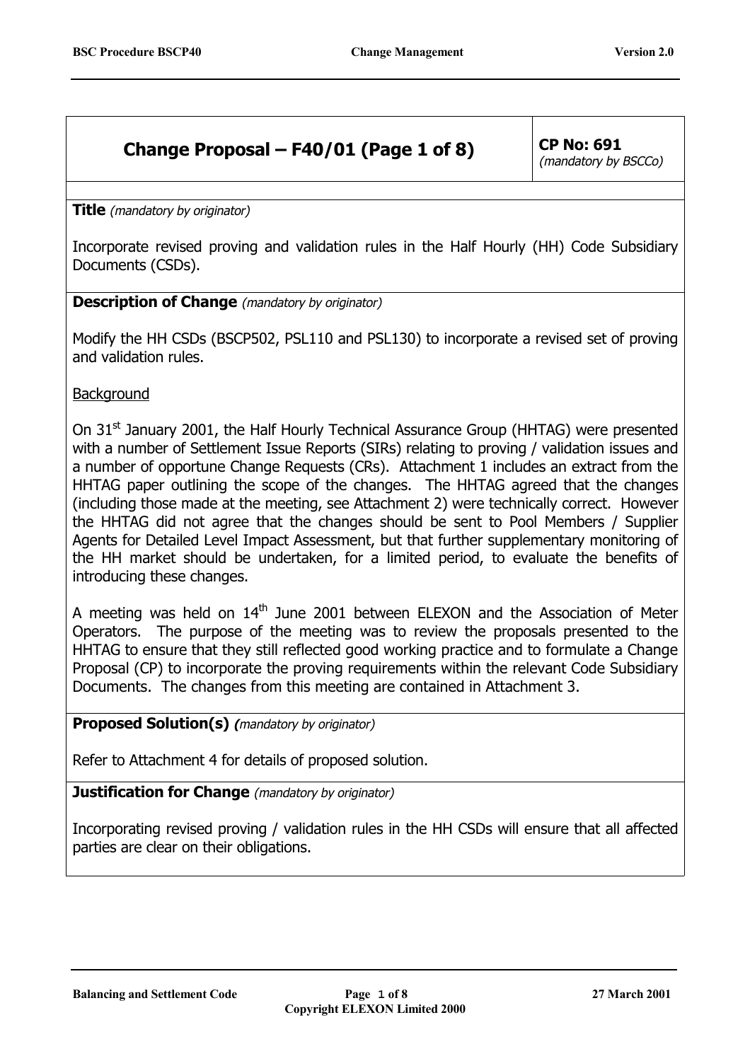## Change Proposal – F40/01 (Page 1 of 8)

**CP No: 691**
*(mandatory by BSCCo)*

**Title** *(mandatory by originator)*

Incorporate revised proving and validation rules in the Half Hourly (HH) Code Subsidiary Documents (CSDs).

**Description of Change** *(mandatory by originator)*

Modify the HH CSDs (BSCP502, PSL110 and PSL130) to incorporate a revised set of proving and validation rules.

Background

On 31st January 2001, the Half Hourly Technical Assurance Group (HHTAG) were presented with a number of Settlement Issue Reports (SIRs) relating to proving / validation issues and a number of opportune Change Requests (CRs). Attachment 1 includes an extract from the HHTAG paper outlining the scope of the changes. The HHTAG agreed that the changes (including those made at the meeting, see Attachment 2) were technically correct. However the HHTAG did not agree that the changes should be sent to Pool Members / Supplier Agents for Detailed Level Impact Assessment, but that further supplementary monitoring of the HH market should be undertaken, for a limited period, to evaluate the benefits of introducing these changes.

A meeting was held on 14th June 2001 between ELEXON and the Association of Meter Operators. The purpose of the meeting was to review the proposals presented to the HHTAG to ensure that they still reflected good working practice and to formulate a Change Proposal (CP) to incorporate the proving requirements within the relevant Code Subsidiary Documents. The changes from this meeting are contained in Attachment 3.

**Proposed Solution(s)** *(mandatory by originator)*

Refer to Attachment 4 for details of proposed solution.

**Justification for Change** *(mandatory by originator)*

Incorporating revised proving / validation rules in the HH CSDs will ensure that all affected parties are clear on their obligations.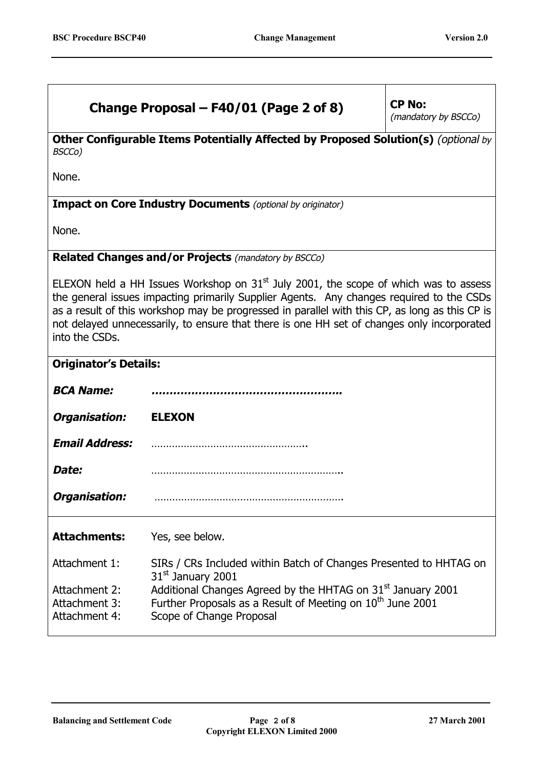## Change Proposal – F40/01 (Page 2 of 8)

**CP No:** *(mandatory by BSCCo)*

**Other Configurable Items Potentially Affected by Proposed Solution(s)** *(optional by BSCCo)*

None.

**Impact on Core Industry Documents** *(optional by originator)*

None.

**Related Changes and/or Projects** *(mandatory by BSCCo)*

ELEXON held a HH Issues Workshop on 31st July 2001, the scope of which was to assess the general issues impacting primarily Supplier Agents. Any changes required to the CSDs as a result of this workshop may be progressed in parallel with this CP, as long as this CP is not delayed unnecessarily, to ensure that there is one HH set of changes only incorporated into the CSDs.

**Originator's Details:**

***BCA Name:*** **…………………………………………….**

***Organisation:*** **ELEXON**

***Email Address:*** …………………………………………….

***Date:*** ……………………………………………………….

***Organisation:*** ……………………………………………………….

**Attachments:** Yes, see below.

Attachment 1: SIRs / CRs Included within Batch of Changes Presented to HHTAG on 31st January 2001

Attachment 2: Additional Changes Agreed by the HHTAG on 31st January 2001

Attachment 3: Further Proposals as a Result of Meeting on 10th June 2001

Attachment 4: Scope of Change Proposal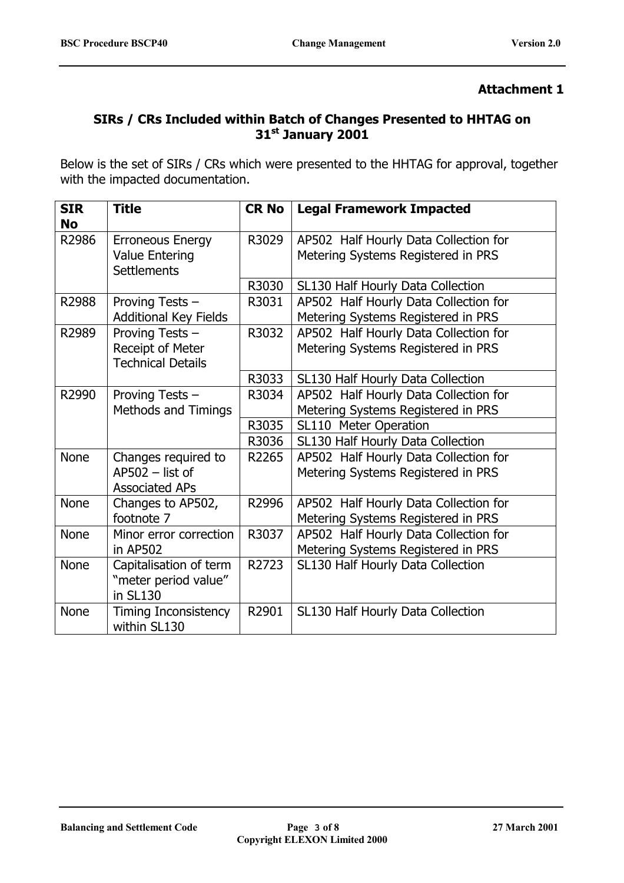**Attachment 1**

## SIRs / CRs Included within Batch of Changes Presented to HHTAG on 31st January 2001

Below is the set of SIRs / CRs which were presented to the HHTAG for approval, together with the impacted documentation.

| SIR No | Title | CR No | Legal Framework Impacted |
|---|---|---|---|
| R2986 | Erroneous Energy Value Entering Settlements | R3029 | AP502 Half Hourly Data Collection for Metering Systems Registered in PRS |
| | | R3030 | SL130 Half Hourly Data Collection |
| R2988 | Proving Tests – Additional Key Fields | R3031 | AP502 Half Hourly Data Collection for Metering Systems Registered in PRS |
| R2989 | Proving Tests – Receipt of Meter Technical Details | R3032 | AP502 Half Hourly Data Collection for Metering Systems Registered in PRS |
| | | R3033 | SL130 Half Hourly Data Collection |
| R2990 | Proving Tests – Methods and Timings | R3034 | AP502 Half Hourly Data Collection for Metering Systems Registered in PRS |
| | | R3035 | SL110 Meter Operation |
| | | R3036 | SL130 Half Hourly Data Collection |
| None | Changes required to AP502 – list of Associated APs | R2265 | AP502 Half Hourly Data Collection for Metering Systems Registered in PRS |
| None | Changes to AP502, footnote 7 | R2996 | AP502 Half Hourly Data Collection for Metering Systems Registered in PRS |
| None | Minor error correction in AP502 | R3037 | AP502 Half Hourly Data Collection for Metering Systems Registered in PRS |
| None | Capitalisation of term "meter period value" in SL130 | R2723 | SL130 Half Hourly Data Collection |
| None | Timing Inconsistency within SL130 | R2901 | SL130 Half Hourly Data Collection |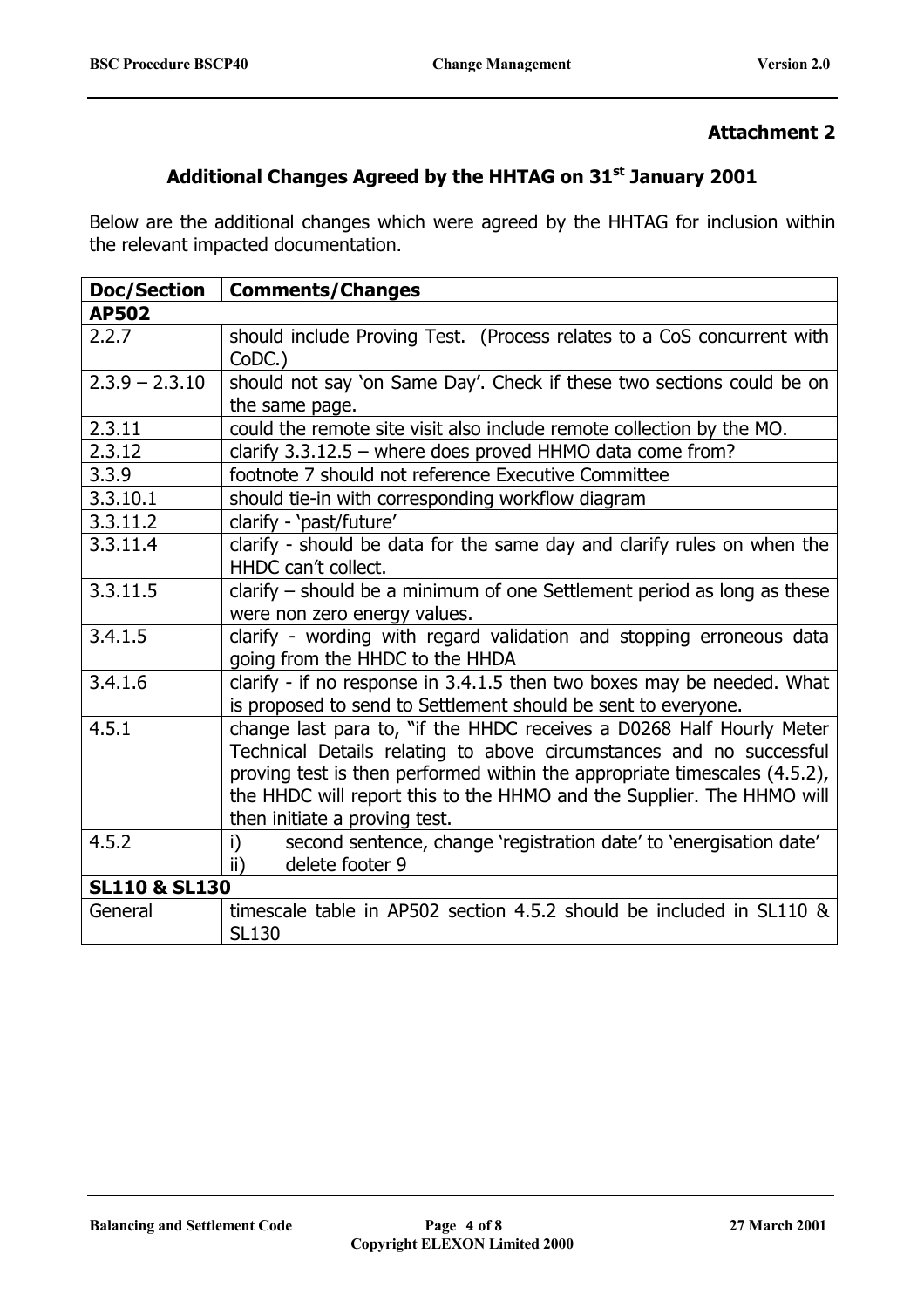**Attachment 2**

## Additional Changes Agreed by the HHTAG on 31st January 2001

Below are the additional changes which were agreed by the HHTAG for inclusion within the relevant impacted documentation.

| Doc/Section | Comments/Changes |
|---|---|
| **AP502** | |
| 2.2.7 | should include Proving Test. (Process relates to a CoS concurrent with CoDC.) |
| 2.3.9 – 2.3.10 | should not say 'on Same Day'. Check if these two sections could be on the same page. |
| 2.3.11 | could the remote site visit also include remote collection by the MO. |
| 2.3.12 | clarify 3.3.12.5 – where does proved HHMO data come from? |
| 3.3.9 | footnote 7 should not reference Executive Committee |
| 3.3.10.1 | should tie-in with corresponding workflow diagram |
| 3.3.11.2 | clarify - 'past/future' |
| 3.3.11.4 | clarify - should be data for the same day and clarify rules on when the HHDC can't collect. |
| 3.3.11.5 | clarify – should be a minimum of one Settlement period as long as these were non zero energy values. |
| 3.4.1.5 | clarify - wording with regard validation and stopping erroneous data going from the HHDC to the HHDA |
| 3.4.1.6 | clarify - if no response in 3.4.1.5 then two boxes may be needed. What is proposed to send to Settlement should be sent to everyone. |
| 4.5.1 | change last para to, "if the HHDC receives a D0268 Half Hourly Meter Technical Details relating to above circumstances and no successful proving test is then performed within the appropriate timescales (4.5.2), the HHDC will report this to the HHMO and the Supplier. The HHMO will then initiate a proving test. |
| 4.5.2 | i) second sentence, change 'registration date' to 'energisation date'<br>ii) delete footer 9 |
| **SL110 & SL130** | |
| General | timescale table in AP502 section 4.5.2 should be included in SL110 & SL130 |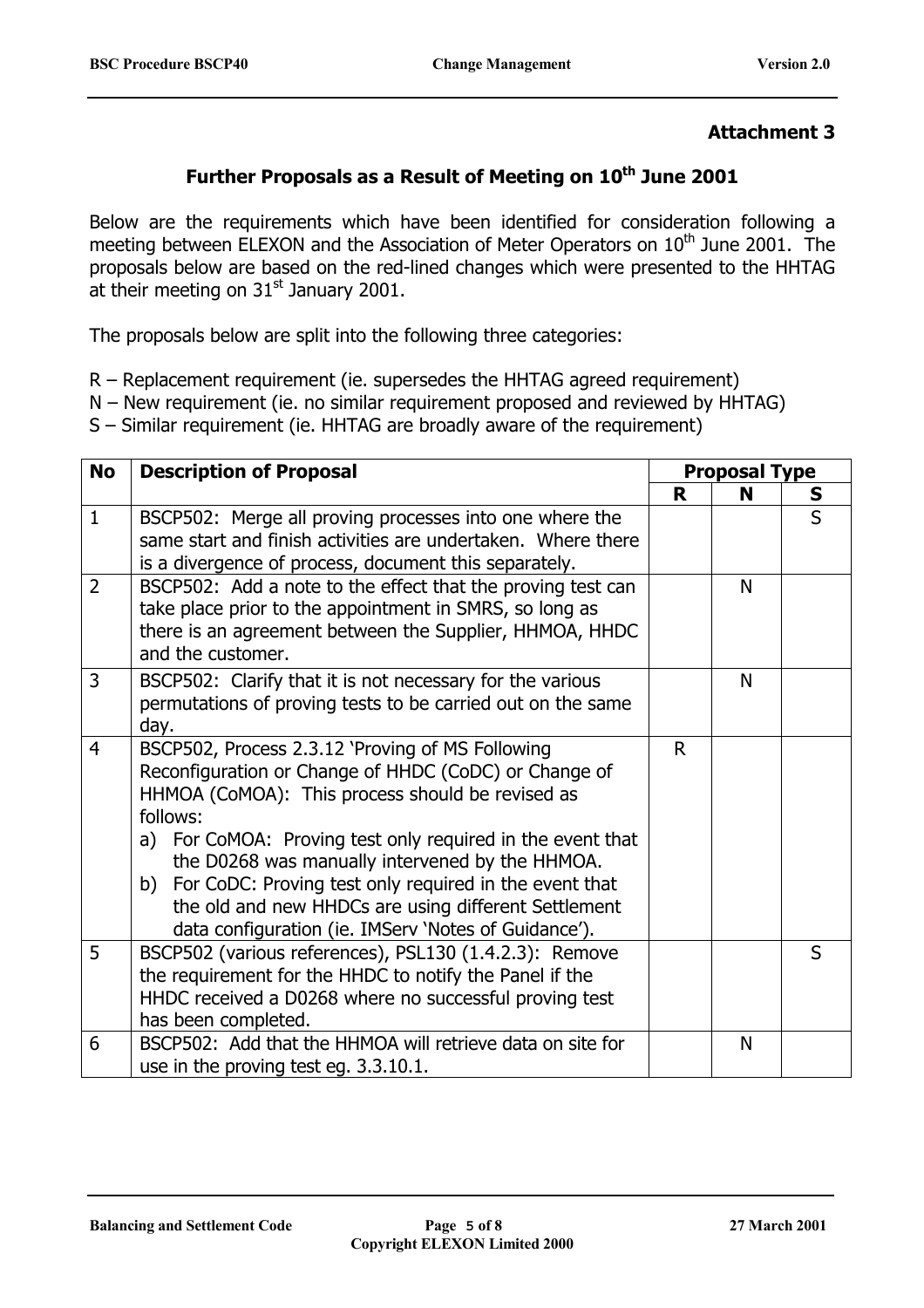**Attachment 3**

## Further Proposals as a Result of Meeting on 10th June 2001

Below are the requirements which have been identified for consideration following a meeting between ELEXON and the Association of Meter Operators on 10th June 2001. The proposals below are based on the red-lined changes which were presented to the HHTAG at their meeting on 31st January 2001.

The proposals below are split into the following three categories:

R – Replacement requirement (ie. supersedes the HHTAG agreed requirement)
N – New requirement (ie. no similar requirement proposed and reviewed by HHTAG)
S – Similar requirement (ie. HHTAG are broadly aware of the requirement)

| No | Description of Proposal | Proposal Type | | |
|---|---|---|---|---|
| | | R | N | S |
| 1 | BSCP502: Merge all proving processes into one where the same start and finish activities are undertaken. Where there is a divergence of process, document this separately. | | | S |
| 2 | BSCP502: Add a note to the effect that the proving test can take place prior to the appointment in SMRS, so long as there is an agreement between the Supplier, HHMOA, HHDC and the customer. | | N | |
| 3 | BSCP502: Clarify that it is not necessary for the various permutations of proving tests to be carried out on the same day. | | N | |
| 4 | BSCP502, Process 2.3.12 'Proving of MS Following Reconfiguration or Change of HHDC (CoDC) or Change of HHMOA (CoMOA): This process should be revised as follows:<br>a) For CoMOA: Proving test only required in the event that the D0268 was manually intervened by the HHMOA.<br>b) For CoDC: Proving test only required in the event that the old and new HHDCs are using different Settlement data configuration (ie. IMServ 'Notes of Guidance'). | R | | |
| 5 | BSCP502 (various references), PSL130 (1.4.2.3): Remove the requirement for the HHDC to notify the Panel if the HHDC received a D0268 where no successful proving test has been completed. | | | S |
| 6 | BSCP502: Add that the HHMOA will retrieve data on site for use in the proving test eg. 3.3.10.1. | | N | |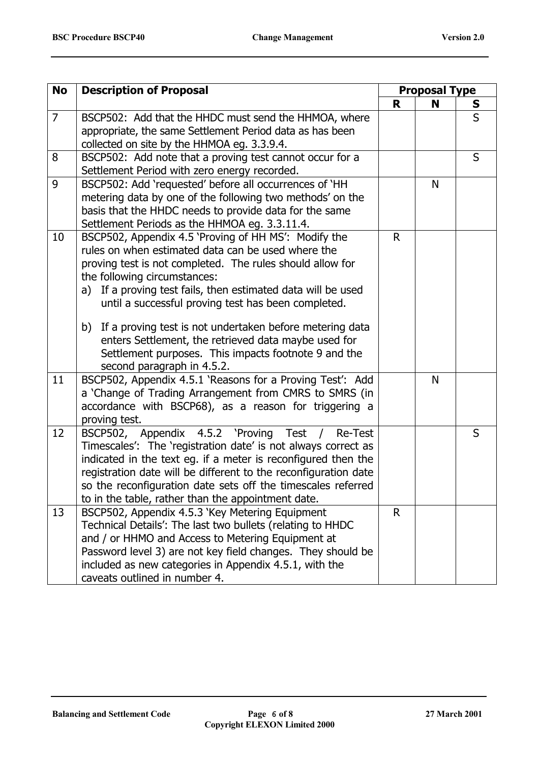| No | Description of Proposal | Proposal Type | | |
|---|---|---|---|---|
| | | **R** | **N** | **S** |
| 7 | BSCP502: Add that the HHDC must send the HHMOA, where appropriate, the same Settlement Period data as has been collected on site by the HHMOA eg. 3.3.9.4. | | | S |
| 8 | BSCP502: Add note that a proving test cannot occur for a Settlement Period with zero energy recorded. | | | S |
| 9 | BSCP502: Add 'requested' before all occurrences of 'HH metering data by one of the following two methods' on the basis that the HHDC needs to provide data for the same Settlement Periods as the HHMOA eg. 3.3.11.4. | | N | |
| 10 | BSCP502, Appendix 4.5 'Proving of HH MS': Modify the rules on when estimated data can be used where the proving test is not completed. The rules should allow for the following circumstances:<br>a) If a proving test fails, then estimated data will be used until a successful proving test has been completed.<br>b) If a proving test is not undertaken before metering data enters Settlement, the retrieved data maybe used for Settlement purposes. This impacts footnote 9 and the second paragraph in 4.5.2. | R | | |
| 11 | BSCP502, Appendix 4.5.1 'Reasons for a Proving Test': Add a 'Change of Trading Arrangement from CMRS to SMRS (in accordance with BSCP68), as a reason for triggering a proving test. | | N | |
| 12 | BSCP502, Appendix 4.5.2 'Proving Test / Re-Test Timescales': The 'registration date' is not always correct as indicated in the text eg. if a meter is reconfigured then the registration date will be different to the reconfiguration date so the reconfiguration date sets off the timescales referred to in the table, rather than the appointment date. | | | S |
| 13 | BSCP502, Appendix 4.5.3 'Key Metering Equipment Technical Details': The last two bullets (relating to HHDC and / or HHMO and Access to Metering Equipment at Password level 3) are not key field changes. They should be included as new categories in Appendix 4.5.1, with the caveats outlined in number 4. | R | | |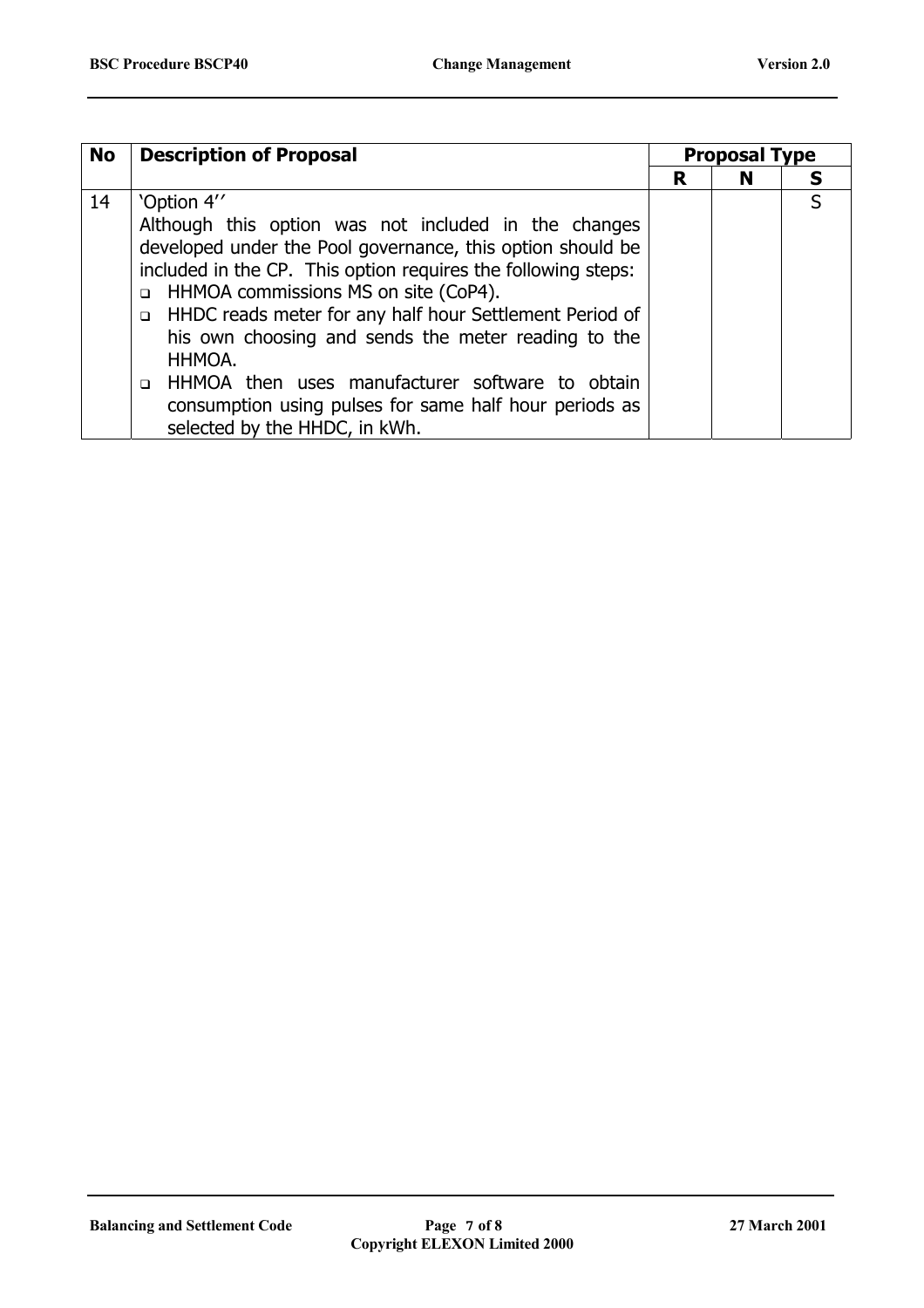| No | Description of Proposal | Proposal Type | | |
|---|---|---|---|---|
| | | R | N | S |
| 14 | 'Option 4'' <br>Although this option was not included in the changes developed under the Pool governance, this option should be included in the CP. This option requires the following steps: <br>- HHMOA commissions MS on site (CoP4). <br>- HHDC reads meter for any half hour Settlement Period of his own choosing and sends the meter reading to the HHMOA. <br>- HHMOA then uses manufacturer software to obtain consumption using pulses for same half hour periods as selected by the HHDC, in kWh. | | | S |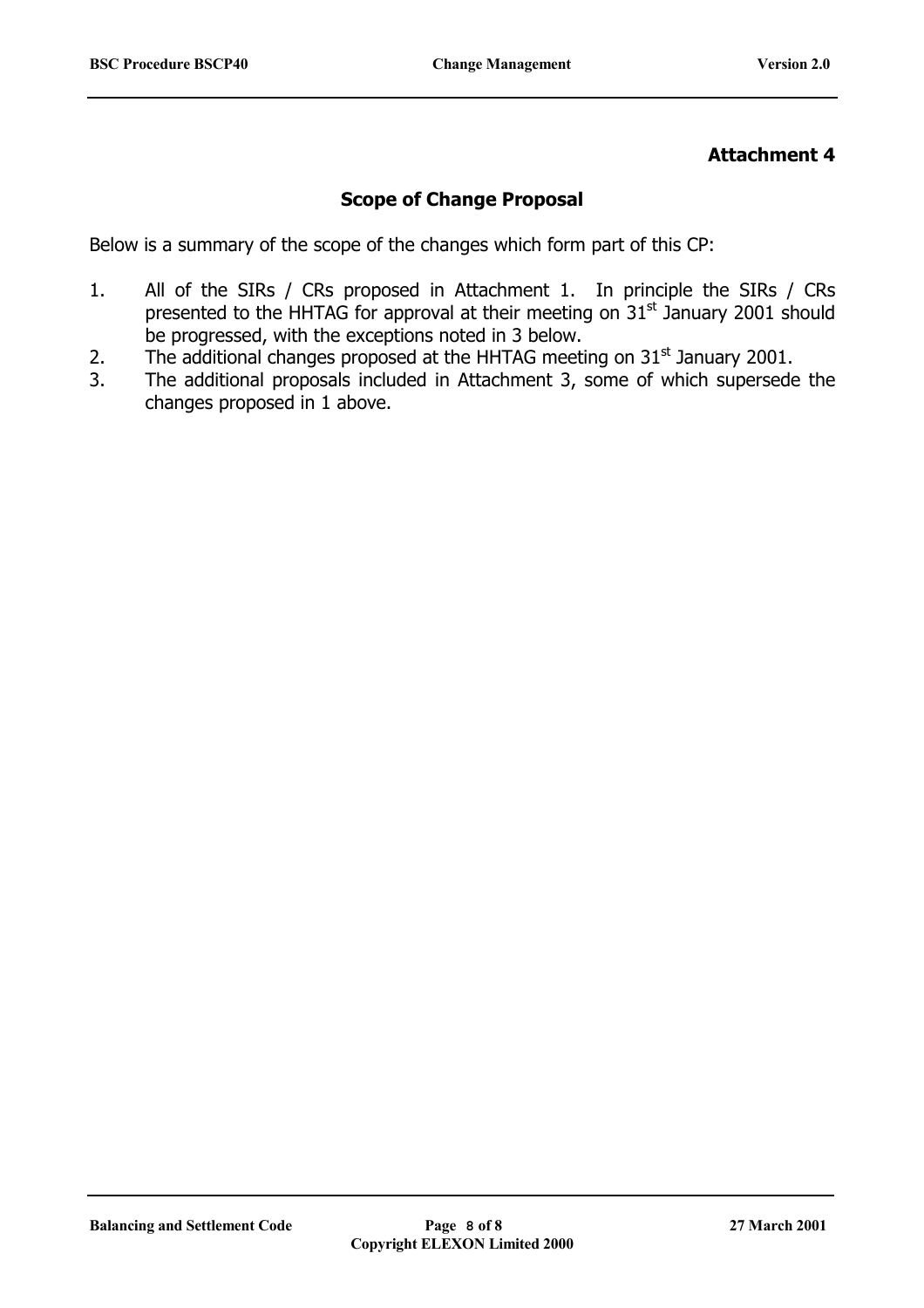**Attachment 4**

## Scope of Change Proposal

Below is a summary of the scope of the changes which form part of this CP:

1. All of the SIRs / CRs proposed in Attachment 1. In principle the SIRs / CRs presented to the HHTAG for approval at their meeting on 31st January 2001 should be progressed, with the exceptions noted in 3 below.
2. The additional changes proposed at the HHTAG meeting on 31st January 2001.
3. The additional proposals included in Attachment 3, some of which supersede the changes proposed in 1 above.